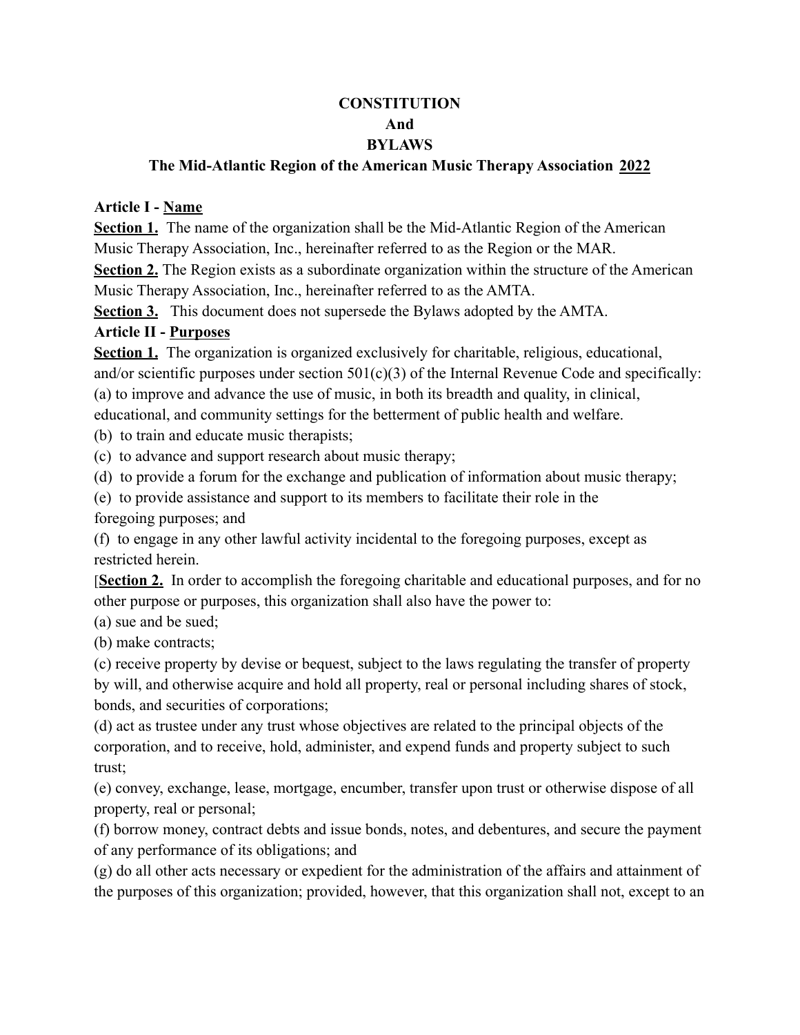# CONSTITUTION
# And
# BYLAWS

## The Mid-Atlantic Region of the American Music Therapy Association <u>2022</u>

**Article I - <u>Name</u>**

**<u>Section 1.</u>** The name of the organization shall be the Mid-Atlantic Region of the American Music Therapy Association, Inc., hereinafter referred to as the Region or the MAR.

**<u>Section 2.</u>** The Region exists as a subordinate organization within the structure of the American Music Therapy Association, Inc., hereinafter referred to as the AMTA.

**<u>Section 3.</u>** This document does not supersede the Bylaws adopted by the AMTA.

**Article II - <u>Purposes</u>**

**<u>Section 1.</u>** The organization is organized exclusively for charitable, religious, educational, and/or scientific purposes under section 501(c)(3) of the Internal Revenue Code and specifically:

(a) to improve and advance the use of music, in both its breadth and quality, in clinical, educational, and community settings for the betterment of public health and welfare.

(b) to train and educate music therapists;

(c) to advance and support research about music therapy;

(d) to provide a forum for the exchange and publication of information about music therapy;

(e) to provide assistance and support to its members to facilitate their role in the foregoing purposes; and

(f) to engage in any other lawful activity incidental to the foregoing purposes, except as restricted herein.

[**<u>Section 2.</u>** In order to accomplish the foregoing charitable and educational purposes, and for no other purpose or purposes, this organization shall also have the power to:

(a) sue and be sued;

(b) make contracts;

(c) receive property by devise or bequest, subject to the laws regulating the transfer of property by will, and otherwise acquire and hold all property, real or personal including shares of stock, bonds, and securities of corporations;

(d) act as trustee under any trust whose objectives are related to the principal objects of the corporation, and to receive, hold, administer, and expend funds and property subject to such trust;

(e) convey, exchange, lease, mortgage, encumber, transfer upon trust or otherwise dispose of all property, real or personal;

(f) borrow money, contract debts and issue bonds, notes, and debentures, and secure the payment of any performance of its obligations; and

(g) do all other acts necessary or expedient for the administration of the affairs and attainment of the purposes of this organization; provided, however, that this organization shall not, except to an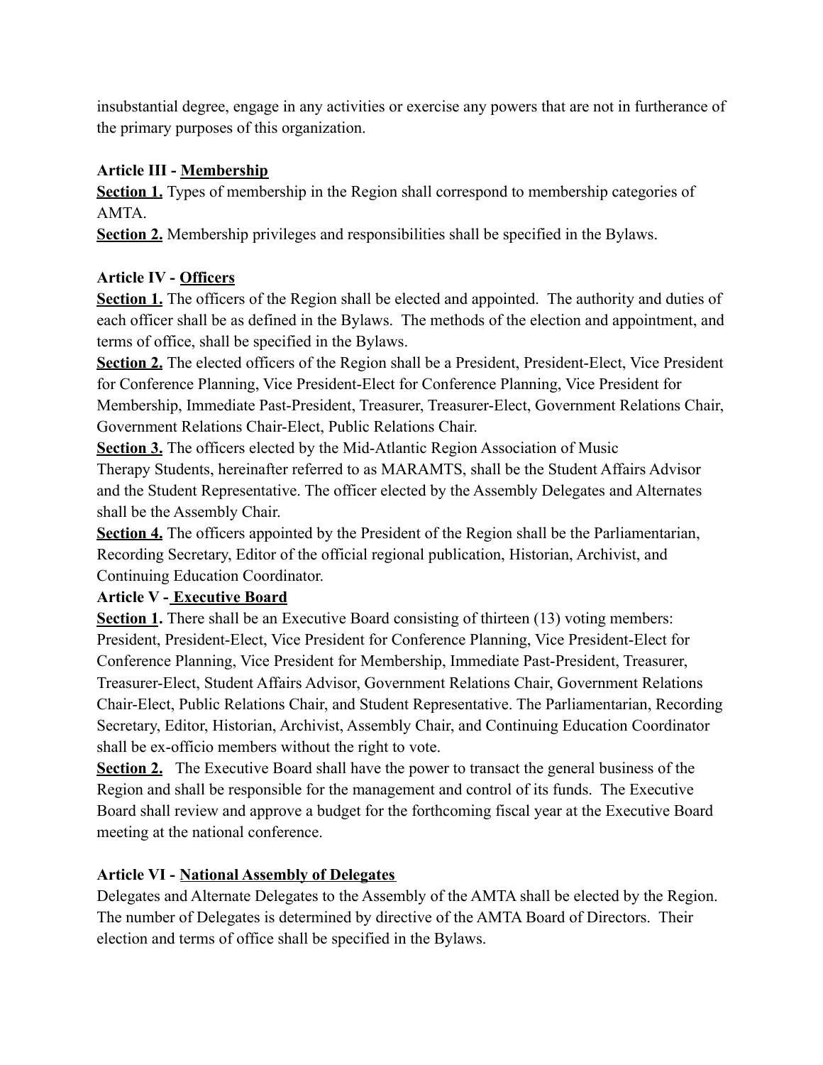insubstantial degree, engage in any activities or exercise any powers that are not in furtherance of the primary purposes of this organization.

**Article III - Membership**

**Section 1.** Types of membership in the Region shall correspond to membership categories of AMTA.

**Section 2.** Membership privileges and responsibilities shall be specified in the Bylaws.

**Article IV - Officers**

**Section 1.** The officers of the Region shall be elected and appointed. The authority and duties of each officer shall be as defined in the Bylaws. The methods of the election and appointment, and terms of office, shall be specified in the Bylaws.

**Section 2.** The elected officers of the Region shall be a President, President-Elect, Vice President for Conference Planning, Vice President-Elect for Conference Planning, Vice President for Membership, Immediate Past-President, Treasurer, Treasurer-Elect, Government Relations Chair, Government Relations Chair-Elect, Public Relations Chair.

**Section 3.** The officers elected by the Mid-Atlantic Region Association of Music Therapy Students, hereinafter referred to as MARAMTS, shall be the Student Affairs Advisor and the Student Representative. The officer elected by the Assembly Delegates and Alternates shall be the Assembly Chair.

**Section 4.** The officers appointed by the President of the Region shall be the Parliamentarian, Recording Secretary, Editor of the official regional publication, Historian, Archivist, and Continuing Education Coordinator.

**Article V - Executive Board**

**Section 1.** There shall be an Executive Board consisting of thirteen (13) voting members: President, President-Elect, Vice President for Conference Planning, Vice President-Elect for Conference Planning, Vice President for Membership, Immediate Past-President, Treasurer, Treasurer-Elect, Student Affairs Advisor, Government Relations Chair, Government Relations Chair-Elect, Public Relations Chair, and Student Representative. The Parliamentarian, Recording Secretary, Editor, Historian, Archivist, Assembly Chair, and Continuing Education Coordinator shall be ex-officio members without the right to vote.

**Section 2.** The Executive Board shall have the power to transact the general business of the Region and shall be responsible for the management and control of its funds. The Executive Board shall review and approve a budget for the forthcoming fiscal year at the Executive Board meeting at the national conference.

**Article VI - National Assembly of Delegates**

Delegates and Alternate Delegates to the Assembly of the AMTA shall be elected by the Region. The number of Delegates is determined by directive of the AMTA Board of Directors. Their election and terms of office shall be specified in the Bylaws.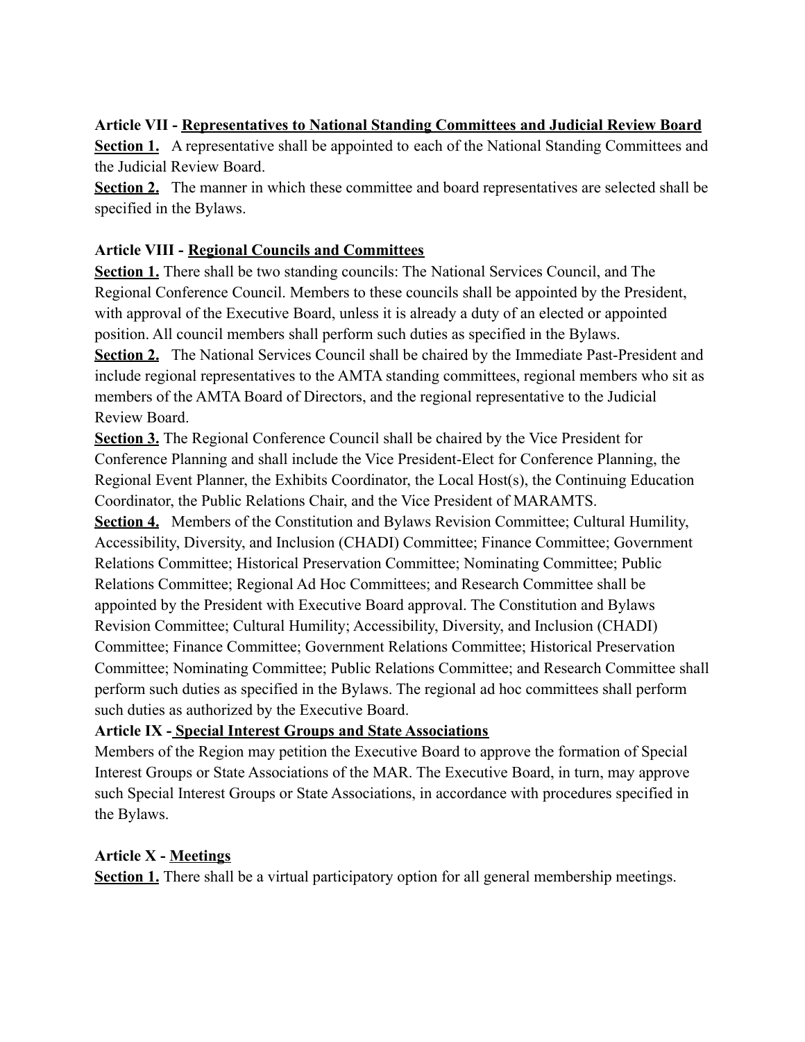**Article VII - <u>Representatives to National Standing Committees and Judicial Review Board</u>**

**<u>Section 1.</u>** A representative shall be appointed to each of the National Standing Committees and the Judicial Review Board.

**<u>Section 2.</u>** The manner in which these committee and board representatives are selected shall be specified in the Bylaws.

**Article VIII - <u>Regional Councils and Committees</u>**

**<u>Section 1.</u>** There shall be two standing councils: The National Services Council, and The Regional Conference Council. Members to these councils shall be appointed by the President, with approval of the Executive Board, unless it is already a duty of an elected or appointed position. All council members shall perform such duties as specified in the Bylaws.

**<u>Section 2.</u>** The National Services Council shall be chaired by the Immediate Past-President and include regional representatives to the AMTA standing committees, regional members who sit as members of the AMTA Board of Directors, and the regional representative to the Judicial Review Board.

**<u>Section 3.</u>** The Regional Conference Council shall be chaired by the Vice President for Conference Planning and shall include the Vice President-Elect for Conference Planning, the Regional Event Planner, the Exhibits Coordinator, the Local Host(s), the Continuing Education Coordinator, the Public Relations Chair, and the Vice President of MARAMTS.

**<u>Section 4.</u>** Members of the Constitution and Bylaws Revision Committee; Cultural Humility, Accessibility, Diversity, and Inclusion (CHADI) Committee; Finance Committee; Government Relations Committee; Historical Preservation Committee; Nominating Committee; Public Relations Committee; Regional Ad Hoc Committees; and Research Committee shall be appointed by the President with Executive Board approval. The Constitution and Bylaws Revision Committee; Cultural Humility; Accessibility, Diversity, and Inclusion (CHADI) Committee; Finance Committee; Government Relations Committee; Historical Preservation Committee; Nominating Committee; Public Relations Committee; and Research Committee shall perform such duties as specified in the Bylaws. The regional ad hoc committees shall perform such duties as authorized by the Executive Board.

**Article IX - <u>Special Interest Groups and State Associations</u>**

Members of the Region may petition the Executive Board to approve the formation of Special Interest Groups or State Associations of the MAR. The Executive Board, in turn, may approve such Special Interest Groups or State Associations, in accordance with procedures specified in the Bylaws.

**Article X - <u>Meetings</u>**

**<u>Section 1.</u>** There shall be a virtual participatory option for all general membership meetings.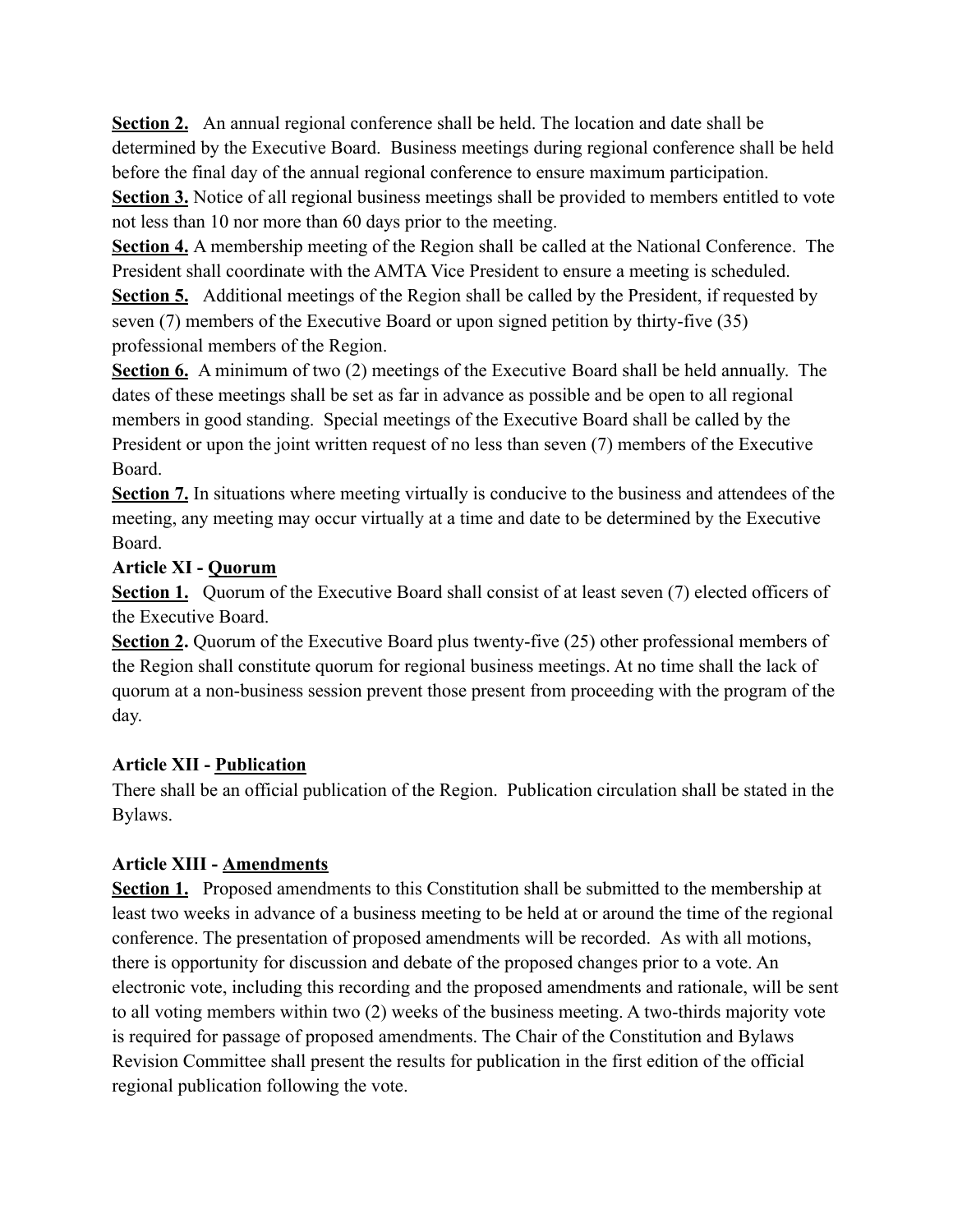**Section 2.** An annual regional conference shall be held. The location and date shall be determined by the Executive Board. Business meetings during regional conference shall be held before the final day of the annual regional conference to ensure maximum participation.

**Section 3.** Notice of all regional business meetings shall be provided to members entitled to vote not less than 10 nor more than 60 days prior to the meeting.

**Section 4.** A membership meeting of the Region shall be called at the National Conference. The President shall coordinate with the AMTA Vice President to ensure a meeting is scheduled.

**Section 5.** Additional meetings of the Region shall be called by the President, if requested by seven (7) members of the Executive Board or upon signed petition by thirty-five (35) professional members of the Region.

**Section 6.** A minimum of two (2) meetings of the Executive Board shall be held annually. The dates of these meetings shall be set as far in advance as possible and be open to all regional members in good standing. Special meetings of the Executive Board shall be called by the President or upon the joint written request of no less than seven (7) members of the Executive Board.

**Section 7.** In situations where meeting virtually is conducive to the business and attendees of the meeting, any meeting may occur virtually at a time and date to be determined by the Executive Board.

**Article XI - Quorum**

**Section 1.** Quorum of the Executive Board shall consist of at least seven (7) elected officers of the Executive Board.

**Section 2.** Quorum of the Executive Board plus twenty-five (25) other professional members of the Region shall constitute quorum for regional business meetings. At no time shall the lack of quorum at a non-business session prevent those present from proceeding with the program of the day.

**Article XII - Publication**

There shall be an official publication of the Region. Publication circulation shall be stated in the Bylaws.

**Article XIII - Amendments**

**Section 1.** Proposed amendments to this Constitution shall be submitted to the membership at least two weeks in advance of a business meeting to be held at or around the time of the regional conference. The presentation of proposed amendments will be recorded. As with all motions, there is opportunity for discussion and debate of the proposed changes prior to a vote. An electronic vote, including this recording and the proposed amendments and rationale, will be sent to all voting members within two (2) weeks of the business meeting. A two-thirds majority vote is required for passage of proposed amendments. The Chair of the Constitution and Bylaws Revision Committee shall present the results for publication in the first edition of the official regional publication following the vote.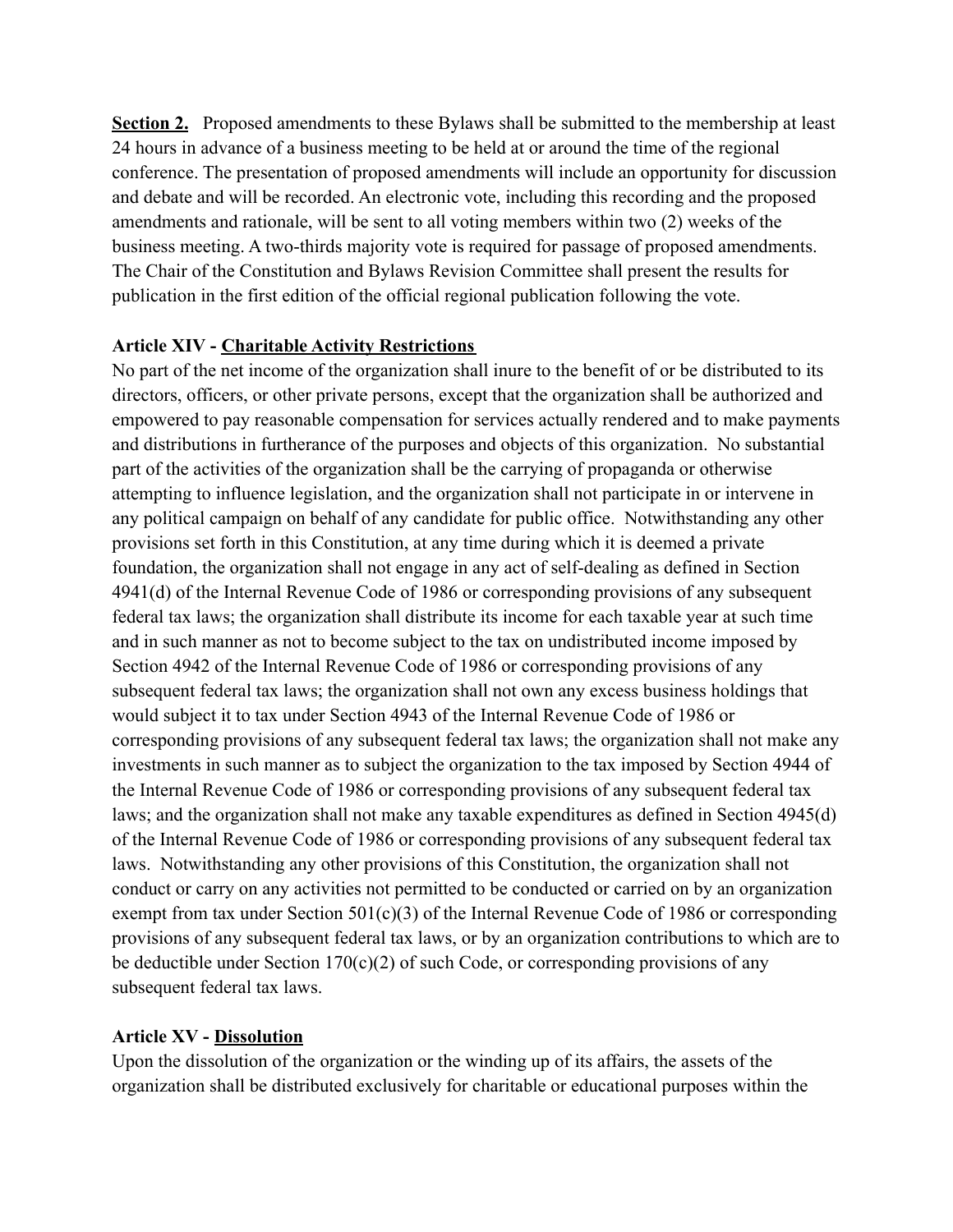**Section 2.** Proposed amendments to these Bylaws shall be submitted to the membership at least 24 hours in advance of a business meeting to be held at or around the time of the regional conference. The presentation of proposed amendments will include an opportunity for discussion and debate and will be recorded. An electronic vote, including this recording and the proposed amendments and rationale, will be sent to all voting members within two (2) weeks of the business meeting. A two-thirds majority vote is required for passage of proposed amendments. The Chair of the Constitution and Bylaws Revision Committee shall present the results for publication in the first edition of the official regional publication following the vote.

## Article XIV - Charitable Activity Restrictions

No part of the net income of the organization shall inure to the benefit of or be distributed to its directors, officers, or other private persons, except that the organization shall be authorized and empowered to pay reasonable compensation for services actually rendered and to make payments and distributions in furtherance of the purposes and objects of this organization. No substantial part of the activities of the organization shall be the carrying of propaganda or otherwise attempting to influence legislation, and the organization shall not participate in or intervene in any political campaign on behalf of any candidate for public office. Notwithstanding any other provisions set forth in this Constitution, at any time during which it is deemed a private foundation, the organization shall not engage in any act of self-dealing as defined in Section 4941(d) of the Internal Revenue Code of 1986 or corresponding provisions of any subsequent federal tax laws; the organization shall distribute its income for each taxable year at such time and in such manner as not to become subject to the tax on undistributed income imposed by Section 4942 of the Internal Revenue Code of 1986 or corresponding provisions of any subsequent federal tax laws; the organization shall not own any excess business holdings that would subject it to tax under Section 4943 of the Internal Revenue Code of 1986 or corresponding provisions of any subsequent federal tax laws; the organization shall not make any investments in such manner as to subject the organization to the tax imposed by Section 4944 of the Internal Revenue Code of 1986 or corresponding provisions of any subsequent federal tax laws; and the organization shall not make any taxable expenditures as defined in Section 4945(d) of the Internal Revenue Code of 1986 or corresponding provisions of any subsequent federal tax laws. Notwithstanding any other provisions of this Constitution, the organization shall not conduct or carry on any activities not permitted to be conducted or carried on by an organization exempt from tax under Section 501(c)(3) of the Internal Revenue Code of 1986 or corresponding provisions of any subsequent federal tax laws, or by an organization contributions to which are to be deductible under Section 170(c)(2) of such Code, or corresponding provisions of any subsequent federal tax laws.

## Article XV - Dissolution

Upon the dissolution of the organization or the winding up of its affairs, the assets of the organization shall be distributed exclusively for charitable or educational purposes within the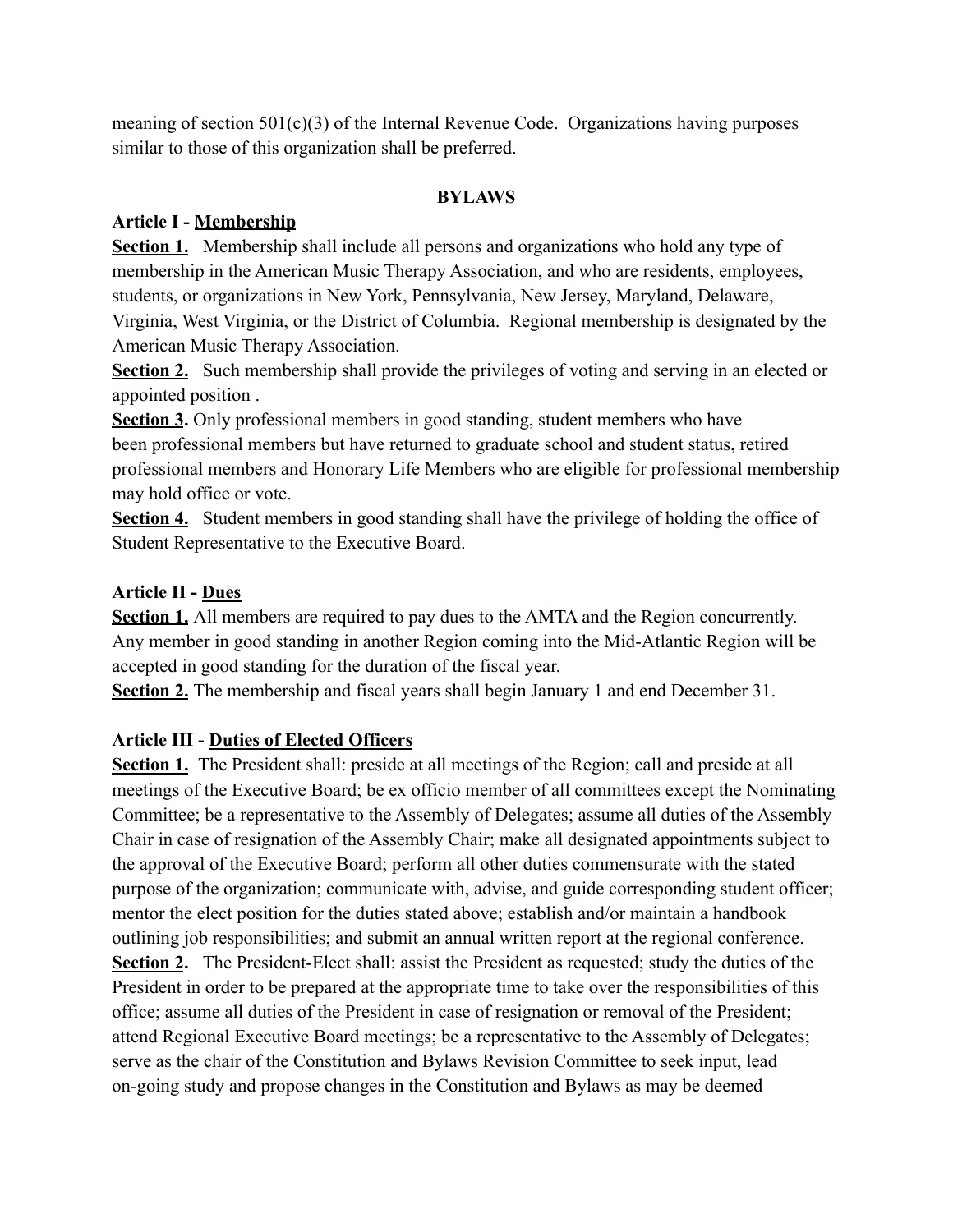meaning of section 501(c)(3) of the Internal Revenue Code. Organizations having purposes similar to those of this organization shall be preferred.

## BYLAWS

### Article I - Membership

**Section 1.** Membership shall include all persons and organizations who hold any type of membership in the American Music Therapy Association, and who are residents, employees, students, or organizations in New York, Pennsylvania, New Jersey, Maryland, Delaware, Virginia, West Virginia, or the District of Columbia. Regional membership is designated by the American Music Therapy Association.

**Section 2.** Such membership shall provide the privileges of voting and serving in an elected or appointed position .

**Section 3.** Only professional members in good standing, student members who have been professional members but have returned to graduate school and student status, retired professional members and Honorary Life Members who are eligible for professional membership may hold office or vote.

**Section 4.** Student members in good standing shall have the privilege of holding the office of Student Representative to the Executive Board.

### Article II - Dues

**Section 1.** All members are required to pay dues to the AMTA and the Region concurrently. Any member in good standing in another Region coming into the Mid-Atlantic Region will be accepted in good standing for the duration of the fiscal year.

**Section 2.** The membership and fiscal years shall begin January 1 and end December 31.

### Article III - Duties of Elected Officers

**Section 1.** The President shall: preside at all meetings of the Region; call and preside at all meetings of the Executive Board; be ex officio member of all committees except the Nominating Committee; be a representative to the Assembly of Delegates; assume all duties of the Assembly Chair in case of resignation of the Assembly Chair; make all designated appointments subject to the approval of the Executive Board; perform all other duties commensurate with the stated purpose of the organization; communicate with, advise, and guide corresponding student officer; mentor the elect position for the duties stated above; establish and/or maintain a handbook outlining job responsibilities; and submit an annual written report at the regional conference.

**Section 2.** The President-Elect shall: assist the President as requested; study the duties of the President in order to be prepared at the appropriate time to take over the responsibilities of this office; assume all duties of the President in case of resignation or removal of the President; attend Regional Executive Board meetings; be a representative to the Assembly of Delegates; serve as the chair of the Constitution and Bylaws Revision Committee to seek input, lead on-going study and propose changes in the Constitution and Bylaws as may be deemed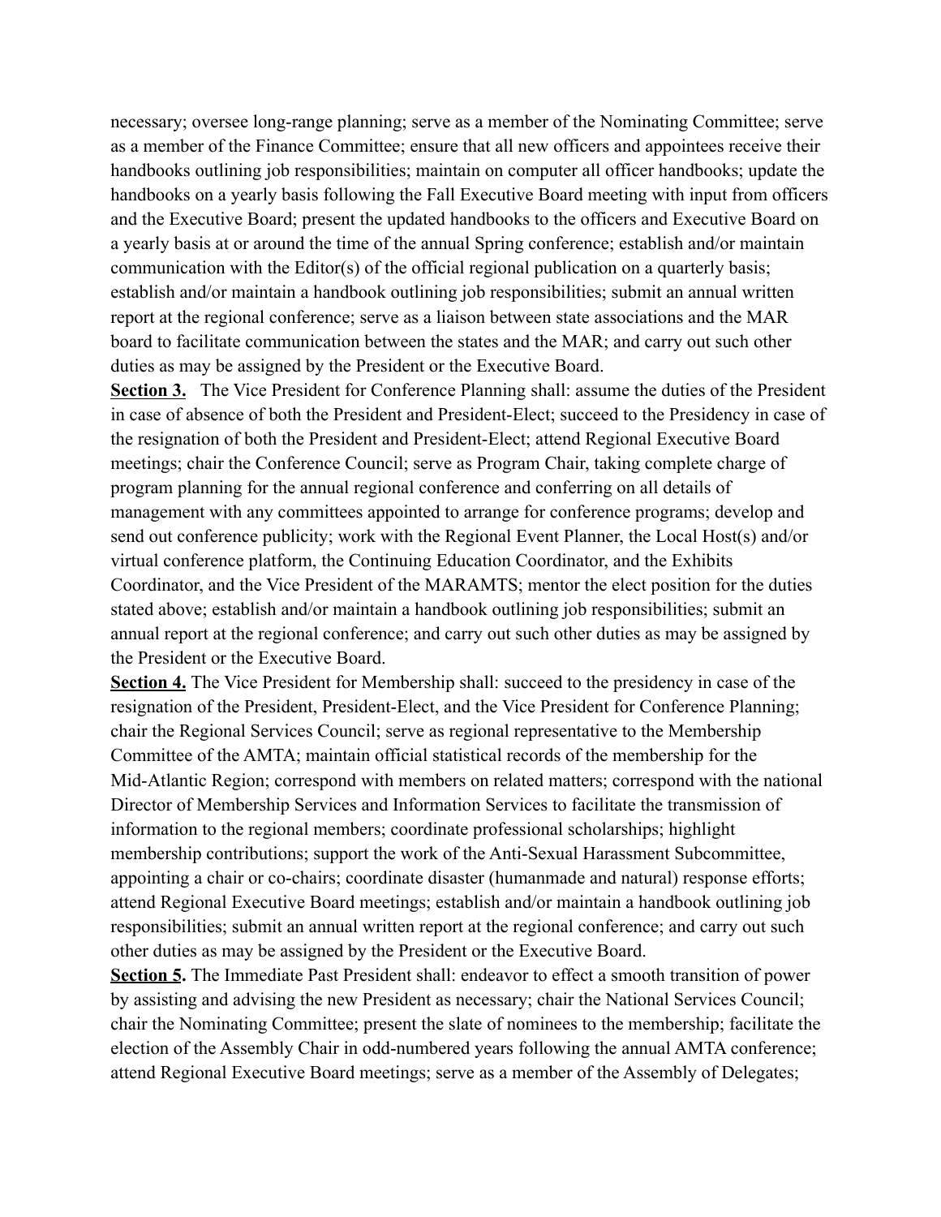necessary; oversee long-range planning; serve as a member of the Nominating Committee; serve as a member of the Finance Committee; ensure that all new officers and appointees receive their handbooks outlining job responsibilities; maintain on computer all officer handbooks; update the handbooks on a yearly basis following the Fall Executive Board meeting with input from officers and the Executive Board; present the updated handbooks to the officers and Executive Board on a yearly basis at or around the time of the annual Spring conference; establish and/or maintain communication with the Editor(s) of the official regional publication on a quarterly basis; establish and/or maintain a handbook outlining job responsibilities; submit an annual written report at the regional conference; serve as a liaison between state associations and the MAR board to facilitate communication between the states and the MAR; and carry out such other duties as may be assigned by the President or the Executive Board.

**Section 3.** The Vice President for Conference Planning shall: assume the duties of the President in case of absence of both the President and President-Elect; succeed to the Presidency in case of the resignation of both the President and President-Elect; attend Regional Executive Board meetings; chair the Conference Council; serve as Program Chair, taking complete charge of program planning for the annual regional conference and conferring on all details of management with any committees appointed to arrange for conference programs; develop and send out conference publicity; work with the Regional Event Planner, the Local Host(s) and/or virtual conference platform, the Continuing Education Coordinator, and the Exhibits Coordinator, and the Vice President of the MARAMTS; mentor the elect position for the duties stated above; establish and/or maintain a handbook outlining job responsibilities; submit an annual report at the regional conference; and carry out such other duties as may be assigned by the President or the Executive Board.

**Section 4.** The Vice President for Membership shall: succeed to the presidency in case of the resignation of the President, President-Elect, and the Vice President for Conference Planning; chair the Regional Services Council; serve as regional representative to the Membership Committee of the AMTA; maintain official statistical records of the membership for the Mid-Atlantic Region; correspond with members on related matters; correspond with the national Director of Membership Services and Information Services to facilitate the transmission of information to the regional members; coordinate professional scholarships; highlight membership contributions; support the work of the Anti-Sexual Harassment Subcommittee, appointing a chair or co-chairs; coordinate disaster (humanmade and natural) response efforts; attend Regional Executive Board meetings; establish and/or maintain a handbook outlining job responsibilities; submit an annual written report at the regional conference; and carry out such other duties as may be assigned by the President or the Executive Board.

**Section 5.** The Immediate Past President shall: endeavor to effect a smooth transition of power by assisting and advising the new President as necessary; chair the National Services Council; chair the Nominating Committee; present the slate of nominees to the membership; facilitate the election of the Assembly Chair in odd-numbered years following the annual AMTA conference; attend Regional Executive Board meetings; serve as a member of the Assembly of Delegates;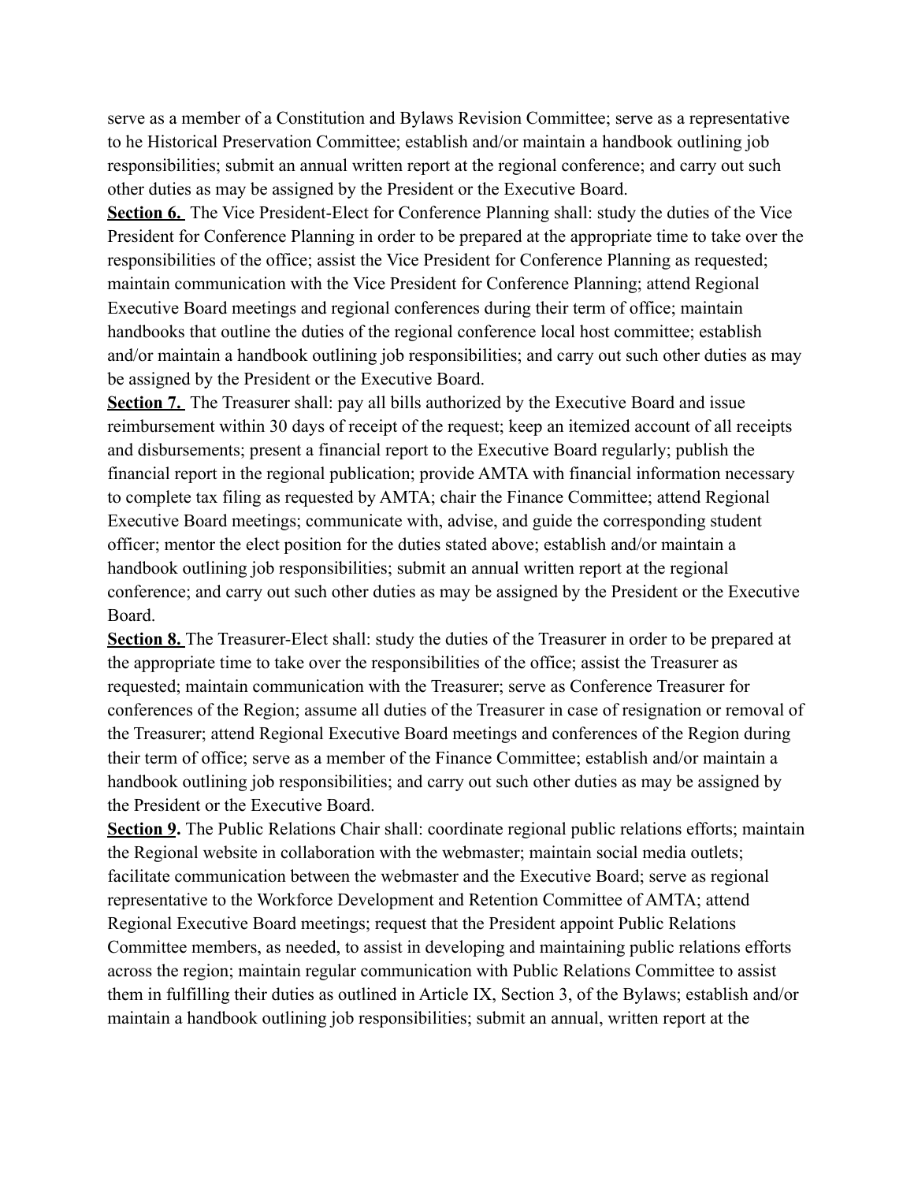serve as a member of a Constitution and Bylaws Revision Committee; serve as a representative to he Historical Preservation Committee; establish and/or maintain a handbook outlining job responsibilities; submit an annual written report at the regional conference; and carry out such other duties as may be assigned by the President or the Executive Board.

**Section 6.** The Vice President-Elect for Conference Planning shall: study the duties of the Vice President for Conference Planning in order to be prepared at the appropriate time to take over the responsibilities of the office; assist the Vice President for Conference Planning as requested; maintain communication with the Vice President for Conference Planning; attend Regional Executive Board meetings and regional conferences during their term of office; maintain handbooks that outline the duties of the regional conference local host committee; establish and/or maintain a handbook outlining job responsibilities; and carry out such other duties as may be assigned by the President or the Executive Board.

**Section 7.** The Treasurer shall: pay all bills authorized by the Executive Board and issue reimbursement within 30 days of receipt of the request; keep an itemized account of all receipts and disbursements; present a financial report to the Executive Board regularly; publish the financial report in the regional publication; provide AMTA with financial information necessary to complete tax filing as requested by AMTA; chair the Finance Committee; attend Regional Executive Board meetings; communicate with, advise, and guide the corresponding student officer; mentor the elect position for the duties stated above; establish and/or maintain a handbook outlining job responsibilities; submit an annual written report at the regional conference; and carry out such other duties as may be assigned by the President or the Executive Board.

**Section 8.** The Treasurer-Elect shall: study the duties of the Treasurer in order to be prepared at the appropriate time to take over the responsibilities of the office; assist the Treasurer as requested; maintain communication with the Treasurer; serve as Conference Treasurer for conferences of the Region; assume all duties of the Treasurer in case of resignation or removal of the Treasurer; attend Regional Executive Board meetings and conferences of the Region during their term of office; serve as a member of the Finance Committee; establish and/or maintain a handbook outlining job responsibilities; and carry out such other duties as may be assigned by the President or the Executive Board.

**Section 9.** The Public Relations Chair shall: coordinate regional public relations efforts; maintain the Regional website in collaboration with the webmaster; maintain social media outlets; facilitate communication between the webmaster and the Executive Board; serve as regional representative to the Workforce Development and Retention Committee of AMTA; attend Regional Executive Board meetings; request that the President appoint Public Relations Committee members, as needed, to assist in developing and maintaining public relations efforts across the region; maintain regular communication with Public Relations Committee to assist them in fulfilling their duties as outlined in Article IX, Section 3, of the Bylaws; establish and/or maintain a handbook outlining job responsibilities; submit an annual, written report at the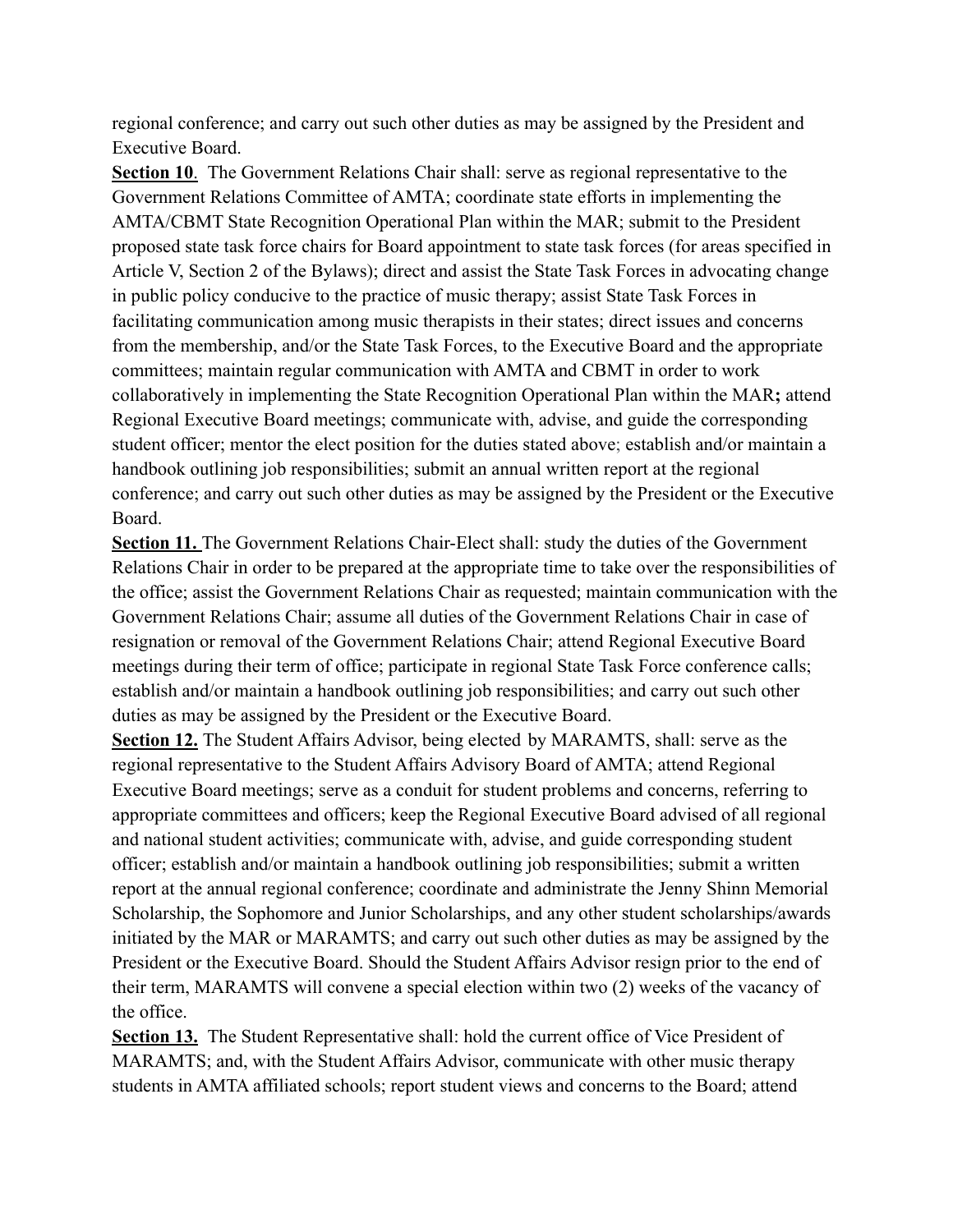regional conference; and carry out such other duties as may be assigned by the President and Executive Board.

**Section 10**. The Government Relations Chair shall: serve as regional representative to the Government Relations Committee of AMTA; coordinate state efforts in implementing the AMTA/CBMT State Recognition Operational Plan within the MAR; submit to the President proposed state task force chairs for Board appointment to state task forces (for areas specified in Article V, Section 2 of the Bylaws); direct and assist the State Task Forces in advocating change in public policy conducive to the practice of music therapy; assist State Task Forces in facilitating communication among music therapists in their states; direct issues and concerns from the membership, and/or the State Task Forces, to the Executive Board and the appropriate committees; maintain regular communication with AMTA and CBMT in order to work collaboratively in implementing the State Recognition Operational Plan within the MAR**;** attend Regional Executive Board meetings; communicate with, advise, and guide the corresponding student officer; mentor the elect position for the duties stated above; establish and/or maintain a handbook outlining job responsibilities; submit an annual written report at the regional conference; and carry out such other duties as may be assigned by the President or the Executive Board.

**Section 11.** The Government Relations Chair-Elect shall: study the duties of the Government Relations Chair in order to be prepared at the appropriate time to take over the responsibilities of the office; assist the Government Relations Chair as requested; maintain communication with the Government Relations Chair; assume all duties of the Government Relations Chair in case of resignation or removal of the Government Relations Chair; attend Regional Executive Board meetings during their term of office; participate in regional State Task Force conference calls; establish and/or maintain a handbook outlining job responsibilities; and carry out such other duties as may be assigned by the President or the Executive Board.

**Section 12.** The Student Affairs Advisor, being elected by MARAMTS, shall: serve as the regional representative to the Student Affairs Advisory Board of AMTA; attend Regional Executive Board meetings; serve as a conduit for student problems and concerns, referring to appropriate committees and officers; keep the Regional Executive Board advised of all regional and national student activities; communicate with, advise, and guide corresponding student officer; establish and/or maintain a handbook outlining job responsibilities; submit a written report at the annual regional conference; coordinate and administrate the Jenny Shinn Memorial Scholarship, the Sophomore and Junior Scholarships, and any other student scholarships/awards initiated by the MAR or MARAMTS; and carry out such other duties as may be assigned by the President or the Executive Board. Should the Student Affairs Advisor resign prior to the end of their term, MARAMTS will convene a special election within two (2) weeks of the vacancy of the office.

**Section 13.** The Student Representative shall: hold the current office of Vice President of MARAMTS; and, with the Student Affairs Advisor, communicate with other music therapy students in AMTA affiliated schools; report student views and concerns to the Board; attend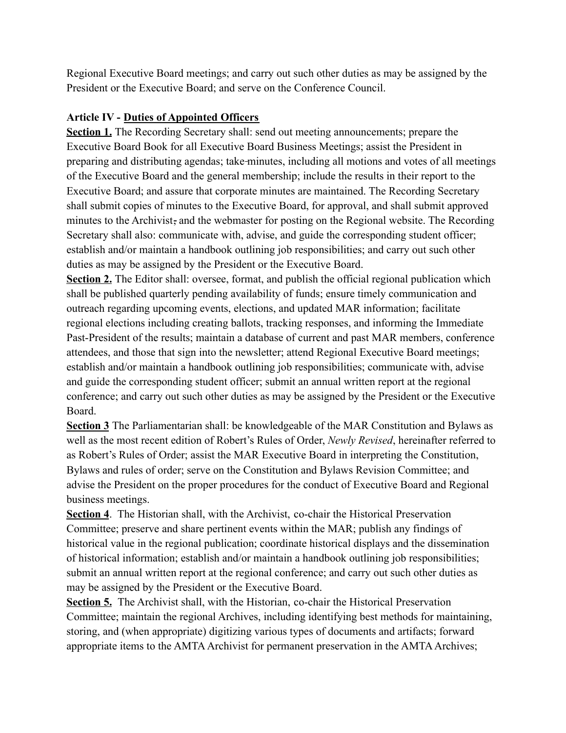Regional Executive Board meetings; and carry out such other duties as may be assigned by the President or the Executive Board; and serve on the Conference Council.

**Article IV - Duties of Appointed Officers**

**Section 1.** The Recording Secretary shall: send out meeting announcements; prepare the Executive Board Book for all Executive Board Business Meetings; assist the President in preparing and distributing agendas; take minutes, including all motions and votes of all meetings of the Executive Board and the general membership; include the results in their report to the Executive Board; and assure that corporate minutes are maintained. The Recording Secretary shall submit copies of minutes to the Executive Board, for approval, and shall submit approved minutes to the Archivist, and the webmaster for posting on the Regional website. The Recording Secretary shall also: communicate with, advise, and guide the corresponding student officer; establish and/or maintain a handbook outlining job responsibilities; and carry out such other duties as may be assigned by the President or the Executive Board.

**Section 2.** The Editor shall: oversee, format, and publish the official regional publication which shall be published quarterly pending availability of funds; ensure timely communication and outreach regarding upcoming events, elections, and updated MAR information; facilitate regional elections including creating ballots, tracking responses, and informing the Immediate Past-President of the results; maintain a database of current and past MAR members, conference attendees, and those that sign into the newsletter; attend Regional Executive Board meetings; establish and/or maintain a handbook outlining job responsibilities; communicate with, advise and guide the corresponding student officer; submit an annual written report at the regional conference; and carry out such other duties as may be assigned by the President or the Executive Board.

**Section 3** The Parliamentarian shall: be knowledgeable of the MAR Constitution and Bylaws as well as the most recent edition of Robert's Rules of Order, *Newly Revised*, hereinafter referred to as Robert's Rules of Order; assist the MAR Executive Board in interpreting the Constitution, Bylaws and rules of order; serve on the Constitution and Bylaws Revision Committee; and advise the President on the proper procedures for the conduct of Executive Board and Regional business meetings.

**Section 4**. The Historian shall, with the Archivist, co-chair the Historical Preservation Committee; preserve and share pertinent events within the MAR; publish any findings of historical value in the regional publication; coordinate historical displays and the dissemination of historical information; establish and/or maintain a handbook outlining job responsibilities; submit an annual written report at the regional conference; and carry out such other duties as may be assigned by the President or the Executive Board.

**Section 5.** The Archivist shall, with the Historian, co-chair the Historical Preservation Committee; maintain the regional Archives, including identifying best methods for maintaining, storing, and (when appropriate) digitizing various types of documents and artifacts; forward appropriate items to the AMTA Archivist for permanent preservation in the AMTA Archives;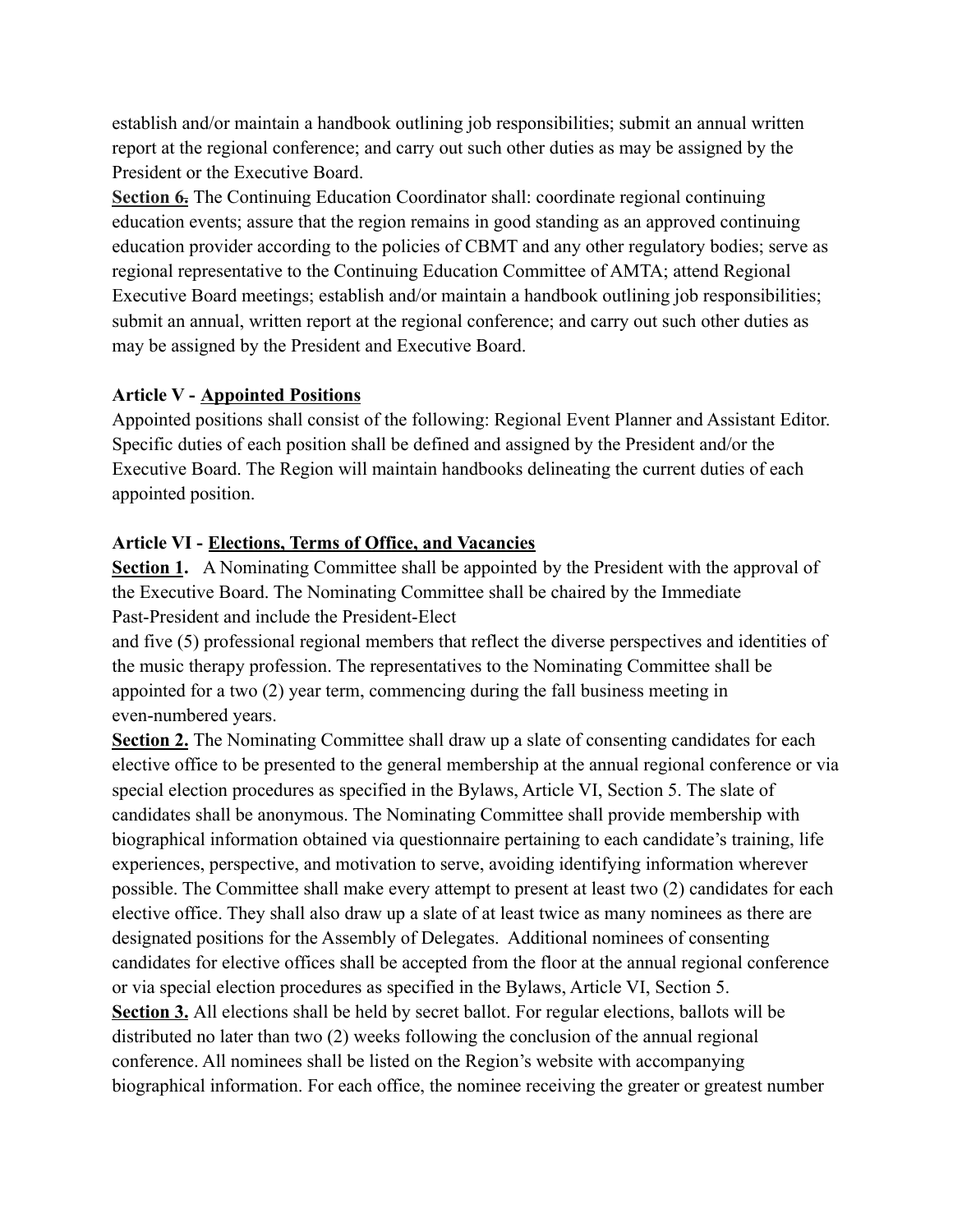establish and/or maintain a handbook outlining job responsibilities; submit an annual written report at the regional conference; and carry out such other duties as may be assigned by the President or the Executive Board.

**Section 6.** The Continuing Education Coordinator shall: coordinate regional continuing education events; assure that the region remains in good standing as an approved continuing education provider according to the policies of CBMT and any other regulatory bodies; serve as regional representative to the Continuing Education Committee of AMTA; attend Regional Executive Board meetings; establish and/or maintain a handbook outlining job responsibilities; submit an annual, written report at the regional conference; and carry out such other duties as may be assigned by the President and Executive Board.

**Article V - Appointed Positions**

Appointed positions shall consist of the following: Regional Event Planner and Assistant Editor. Specific duties of each position shall be defined and assigned by the President and/or the Executive Board. The Region will maintain handbooks delineating the current duties of each appointed position.

**Article VI - Elections, Terms of Office, and Vacancies**

**Section 1.** A Nominating Committee shall be appointed by the President with the approval of the Executive Board. The Nominating Committee shall be chaired by the Immediate Past-President and include the President-Elect and five (5) professional regional members that reflect the diverse perspectives and identities of the music therapy profession. The representatives to the Nominating Committee shall be appointed for a two (2) year term, commencing during the fall business meeting in even-numbered years.

**Section 2.** The Nominating Committee shall draw up a slate of consenting candidates for each elective office to be presented to the general membership at the annual regional conference or via special election procedures as specified in the Bylaws, Article VI, Section 5. The slate of candidates shall be anonymous. The Nominating Committee shall provide membership with biographical information obtained via questionnaire pertaining to each candidate's training, life experiences, perspective, and motivation to serve, avoiding identifying information wherever possible. The Committee shall make every attempt to present at least two (2) candidates for each elective office. They shall also draw up a slate of at least twice as many nominees as there are designated positions for the Assembly of Delegates. Additional nominees of consenting candidates for elective offices shall be accepted from the floor at the annual regional conference or via special election procedures as specified in the Bylaws, Article VI, Section 5.

**Section 3.** All elections shall be held by secret ballot. For regular elections, ballots will be distributed no later than two (2) weeks following the conclusion of the annual regional conference. All nominees shall be listed on the Region's website with accompanying biographical information. For each office, the nominee receiving the greater or greatest number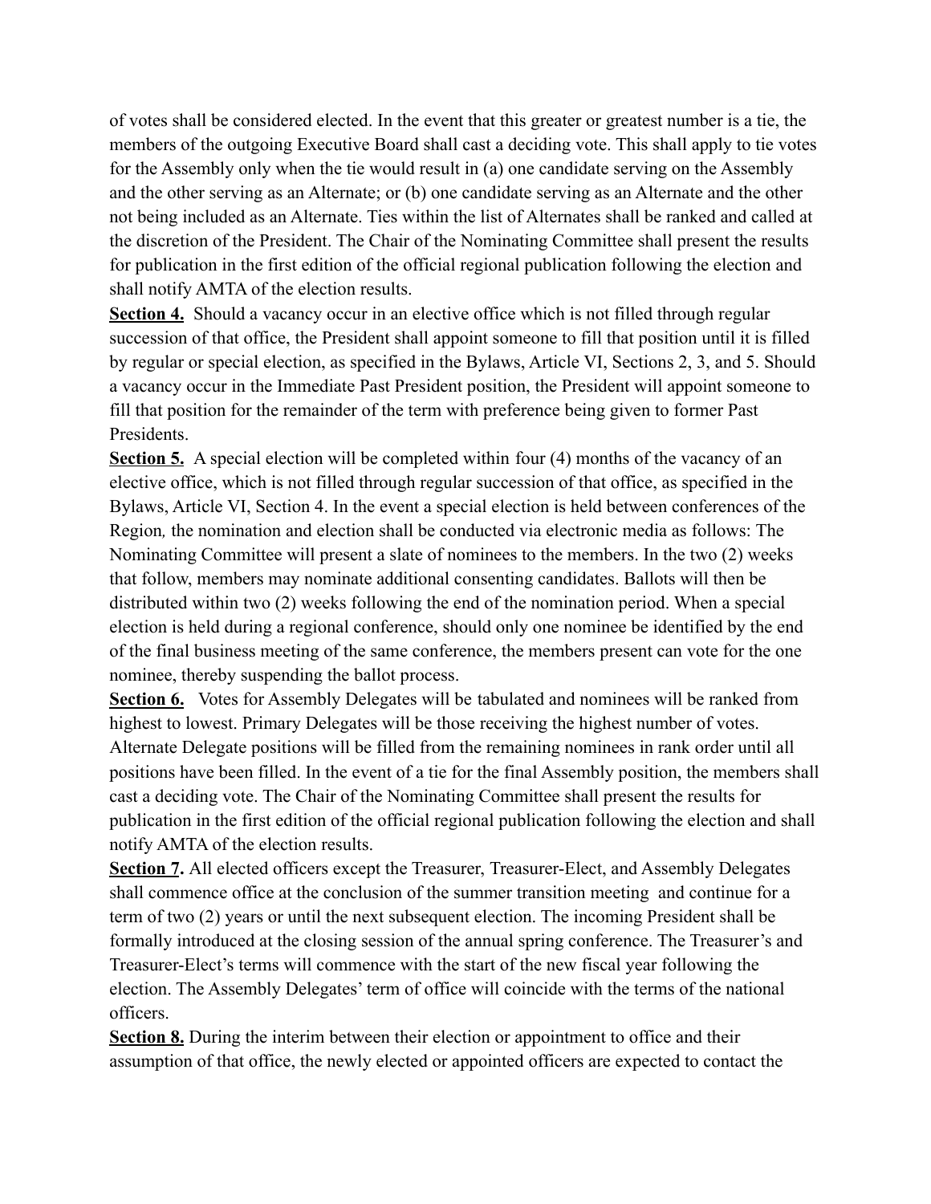of votes shall be considered elected. In the event that this greater or greatest number is a tie, the members of the outgoing Executive Board shall cast a deciding vote. This shall apply to tie votes for the Assembly only when the tie would result in (a) one candidate serving on the Assembly and the other serving as an Alternate; or (b) one candidate serving as an Alternate and the other not being included as an Alternate. Ties within the list of Alternates shall be ranked and called at the discretion of the President. The Chair of the Nominating Committee shall present the results for publication in the first edition of the official regional publication following the election and shall notify AMTA of the election results.

**Section 4.** Should a vacancy occur in an elective office which is not filled through regular succession of that office, the President shall appoint someone to fill that position until it is filled by regular or special election, as specified in the Bylaws, Article VI, Sections 2, 3, and 5. Should a vacancy occur in the Immediate Past President position, the President will appoint someone to fill that position for the remainder of the term with preference being given to former Past Presidents.

**Section 5.** A special election will be completed within four (4) months of the vacancy of an elective office, which is not filled through regular succession of that office, as specified in the Bylaws, Article VI, Section 4. In the event a special election is held between conferences of the Region, the nomination and election shall be conducted via electronic media as follows: The Nominating Committee will present a slate of nominees to the members. In the two (2) weeks that follow, members may nominate additional consenting candidates. Ballots will then be distributed within two (2) weeks following the end of the nomination period. When a special election is held during a regional conference, should only one nominee be identified by the end of the final business meeting of the same conference, the members present can vote for the one nominee, thereby suspending the ballot process.

**Section 6.** Votes for Assembly Delegates will be tabulated and nominees will be ranked from highest to lowest. Primary Delegates will be those receiving the highest number of votes. Alternate Delegate positions will be filled from the remaining nominees in rank order until all positions have been filled. In the event of a tie for the final Assembly position, the members shall cast a deciding vote. The Chair of the Nominating Committee shall present the results for publication in the first edition of the official regional publication following the election and shall notify AMTA of the election results.

**Section 7.** All elected officers except the Treasurer, Treasurer-Elect, and Assembly Delegates shall commence office at the conclusion of the summer transition meeting and continue for a term of two (2) years or until the next subsequent election. The incoming President shall be formally introduced at the closing session of the annual spring conference. The Treasurer's and Treasurer-Elect's terms will commence with the start of the new fiscal year following the election. The Assembly Delegates' term of office will coincide with the terms of the national officers.

**Section 8.** During the interim between their election or appointment to office and their assumption of that office, the newly elected or appointed officers are expected to contact the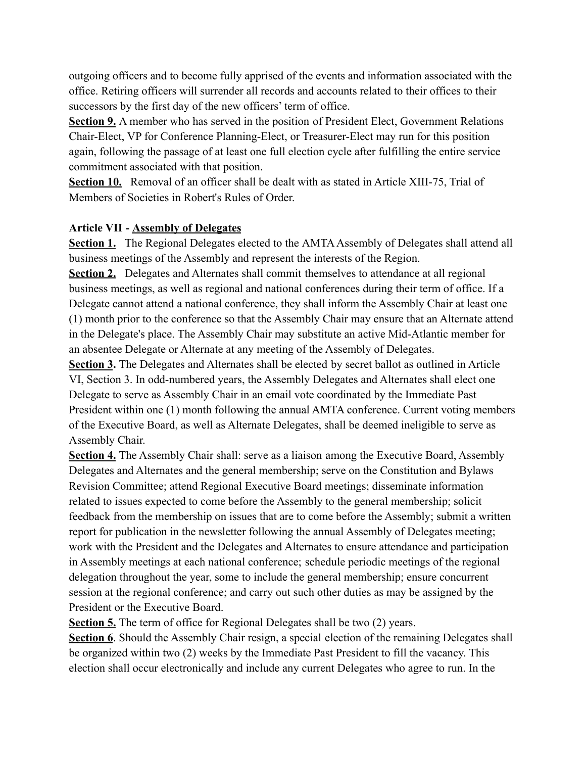outgoing officers and to become fully apprised of the events and information associated with the office. Retiring officers will surrender all records and accounts related to their offices to their successors by the first day of the new officers' term of office.

**Section 9.** A member who has served in the position of President Elect, Government Relations Chair-Elect, VP for Conference Planning-Elect, or Treasurer-Elect may run for this position again, following the passage of at least one full election cycle after fulfilling the entire service commitment associated with that position.

**Section 10.** Removal of an officer shall be dealt with as stated in Article XIII-75, Trial of Members of Societies in Robert's Rules of Order.

**Article VII - Assembly of Delegates**

**Section 1.** The Regional Delegates elected to the AMTA Assembly of Delegates shall attend all business meetings of the Assembly and represent the interests of the Region.

**Section 2.** Delegates and Alternates shall commit themselves to attendance at all regional business meetings, as well as regional and national conferences during their term of office. If a Delegate cannot attend a national conference, they shall inform the Assembly Chair at least one (1) month prior to the conference so that the Assembly Chair may ensure that an Alternate attend in the Delegate's place. The Assembly Chair may substitute an active Mid-Atlantic member for an absentee Delegate or Alternate at any meeting of the Assembly of Delegates.

**Section 3.** The Delegates and Alternates shall be elected by secret ballot as outlined in Article VI, Section 3. In odd-numbered years, the Assembly Delegates and Alternates shall elect one Delegate to serve as Assembly Chair in an email vote coordinated by the Immediate Past President within one (1) month following the annual AMTA conference. Current voting members of the Executive Board, as well as Alternate Delegates, shall be deemed ineligible to serve as Assembly Chair.

**Section 4.** The Assembly Chair shall: serve as a liaison among the Executive Board, Assembly Delegates and Alternates and the general membership; serve on the Constitution and Bylaws Revision Committee; attend Regional Executive Board meetings; disseminate information related to issues expected to come before the Assembly to the general membership; solicit feedback from the membership on issues that are to come before the Assembly; submit a written report for publication in the newsletter following the annual Assembly of Delegates meeting; work with the President and the Delegates and Alternates to ensure attendance and participation in Assembly meetings at each national conference; schedule periodic meetings of the regional delegation throughout the year, some to include the general membership; ensure concurrent session at the regional conference; and carry out such other duties as may be assigned by the President or the Executive Board.

**Section 5.** The term of office for Regional Delegates shall be two (2) years.

**Section 6**. Should the Assembly Chair resign, a special election of the remaining Delegates shall be organized within two (2) weeks by the Immediate Past President to fill the vacancy. This election shall occur electronically and include any current Delegates who agree to run. In the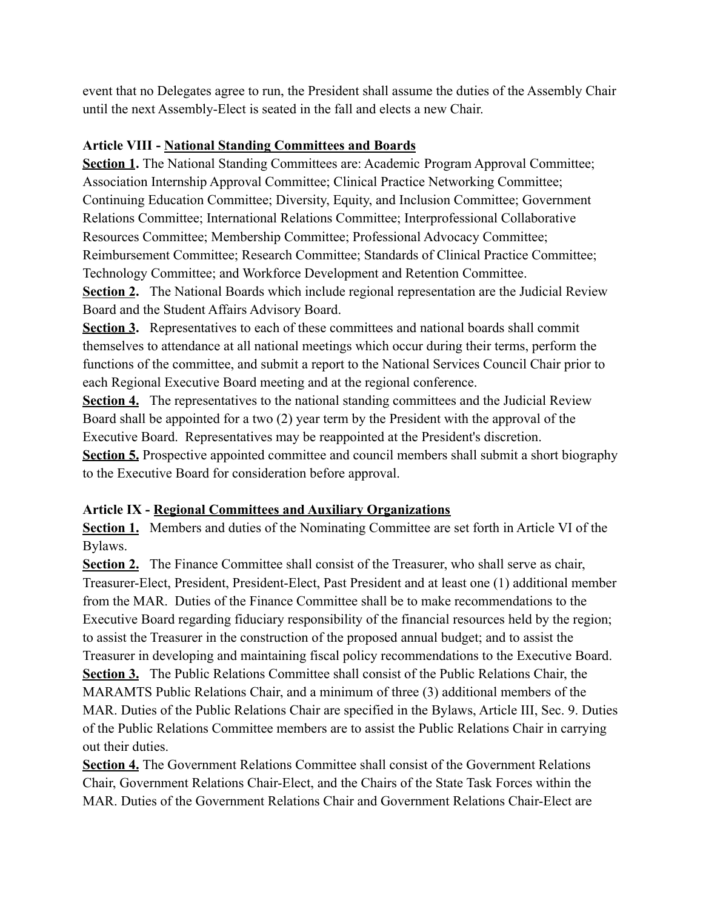event that no Delegates agree to run, the President shall assume the duties of the Assembly Chair until the next Assembly-Elect is seated in the fall and elects a new Chair.

**Article VIII - <u>National Standing Committees and Boards</u>**

**<u>Section 1</u>.** The National Standing Committees are: Academic Program Approval Committee; Association Internship Approval Committee; Clinical Practice Networking Committee; Continuing Education Committee; Diversity, Equity, and Inclusion Committee; Government Relations Committee; International Relations Committee; Interprofessional Collaborative Resources Committee; Membership Committee; Professional Advocacy Committee; Reimbursement Committee; Research Committee; Standards of Clinical Practice Committee; Technology Committee; and Workforce Development and Retention Committee.

**<u>Section 2</u>.** The National Boards which include regional representation are the Judicial Review Board and the Student Affairs Advisory Board.

**<u>Section 3</u>.** Representatives to each of these committees and national boards shall commit themselves to attendance at all national meetings which occur during their terms, perform the functions of the committee, and submit a report to the National Services Council Chair prior to each Regional Executive Board meeting and at the regional conference.

**<u>Section 4.</u>** The representatives to the national standing committees and the Judicial Review Board shall be appointed for a two (2) year term by the President with the approval of the Executive Board. Representatives may be reappointed at the President's discretion.

**<u>Section 5.</u>** Prospective appointed committee and council members shall submit a short biography to the Executive Board for consideration before approval.

**Article IX - <u>Regional Committees and Auxiliary Organizations</u>**

**<u>Section 1.</u>** Members and duties of the Nominating Committee are set forth in Article VI of the Bylaws.

**<u>Section 2.</u>** The Finance Committee shall consist of the Treasurer, who shall serve as chair, Treasurer-Elect, President, President-Elect, Past President and at least one (1) additional member from the MAR. Duties of the Finance Committee shall be to make recommendations to the Executive Board regarding fiduciary responsibility of the financial resources held by the region; to assist the Treasurer in the construction of the proposed annual budget; and to assist the Treasurer in developing and maintaining fiscal policy recommendations to the Executive Board.

**<u>Section 3.</u>** The Public Relations Committee shall consist of the Public Relations Chair, the MARAMTS Public Relations Chair, and a minimum of three (3) additional members of the MAR. Duties of the Public Relations Chair are specified in the Bylaws, Article III, Sec. 9. Duties of the Public Relations Committee members are to assist the Public Relations Chair in carrying out their duties.

**<u>Section 4.</u>** The Government Relations Committee shall consist of the Government Relations Chair, Government Relations Chair-Elect, and the Chairs of the State Task Forces within the MAR. Duties of the Government Relations Chair and Government Relations Chair-Elect are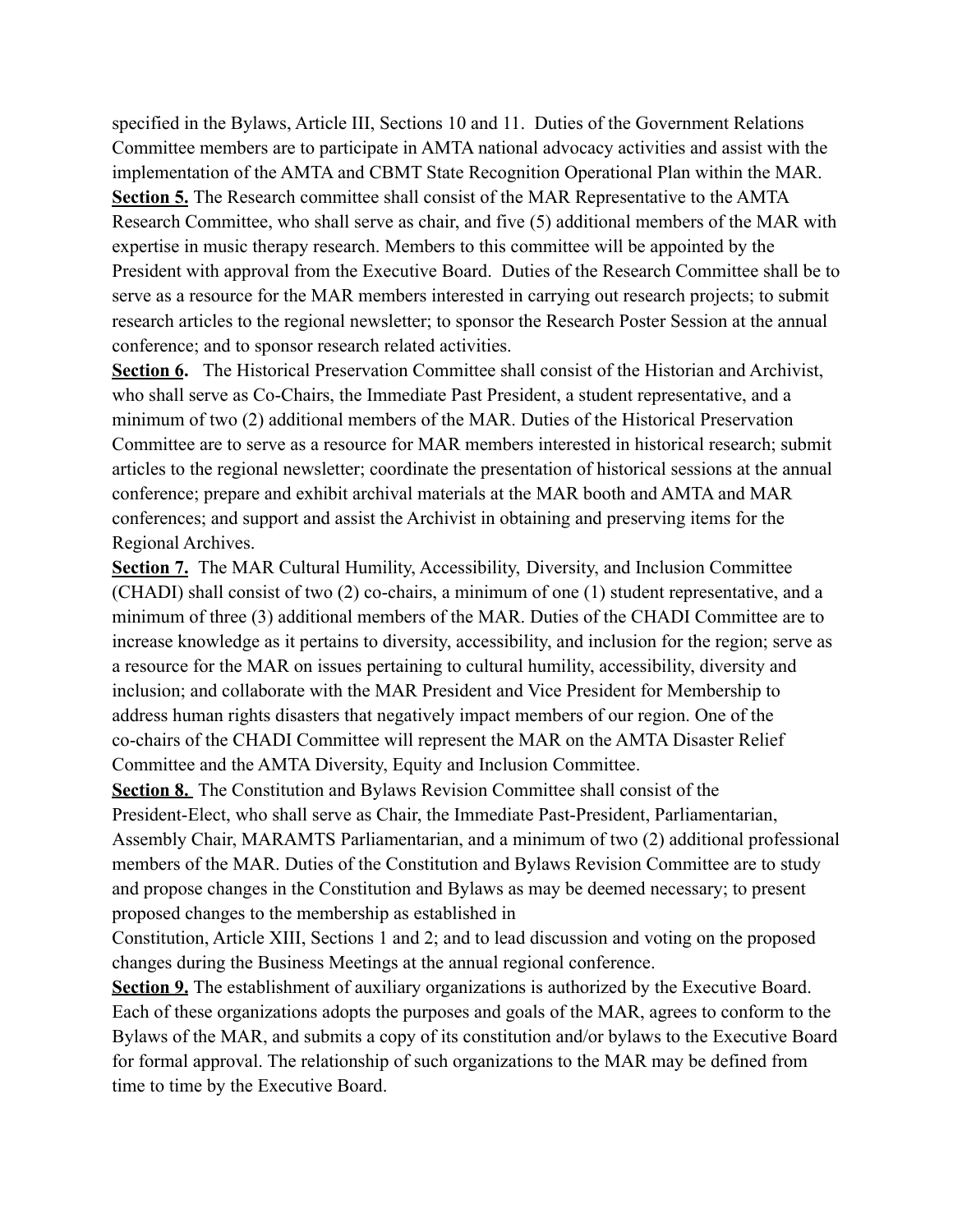specified in the Bylaws, Article III, Sections 10 and 11. Duties of the Government Relations Committee members are to participate in AMTA national advocacy activities and assist with the implementation of the AMTA and CBMT State Recognition Operational Plan within the MAR.

**Section 5.** The Research committee shall consist of the MAR Representative to the AMTA Research Committee, who shall serve as chair, and five (5) additional members of the MAR with expertise in music therapy research. Members to this committee will be appointed by the President with approval from the Executive Board. Duties of the Research Committee shall be to serve as a resource for the MAR members interested in carrying out research projects; to submit research articles to the regional newsletter; to sponsor the Research Poster Session at the annual conference; and to sponsor research related activities.

**Section 6.** The Historical Preservation Committee shall consist of the Historian and Archivist, who shall serve as Co-Chairs, the Immediate Past President, a student representative, and a minimum of two (2) additional members of the MAR. Duties of the Historical Preservation Committee are to serve as a resource for MAR members interested in historical research; submit articles to the regional newsletter; coordinate the presentation of historical sessions at the annual conference; prepare and exhibit archival materials at the MAR booth and AMTA and MAR conferences; and support and assist the Archivist in obtaining and preserving items for the Regional Archives.

**Section 7.** The MAR Cultural Humility, Accessibility, Diversity, and Inclusion Committee (CHADI) shall consist of two (2) co-chairs, a minimum of one (1) student representative, and a minimum of three (3) additional members of the MAR. Duties of the CHADI Committee are to increase knowledge as it pertains to diversity, accessibility, and inclusion for the region; serve as a resource for the MAR on issues pertaining to cultural humility, accessibility, diversity and inclusion; and collaborate with the MAR President and Vice President for Membership to address human rights disasters that negatively impact members of our region. One of the co-chairs of the CHADI Committee will represent the MAR on the AMTA Disaster Relief Committee and the AMTA Diversity, Equity and Inclusion Committee.

**Section 8.** The Constitution and Bylaws Revision Committee shall consist of the President-Elect, who shall serve as Chair, the Immediate Past-President, Parliamentarian, Assembly Chair, MARAMTS Parliamentarian, and a minimum of two (2) additional professional members of the MAR. Duties of the Constitution and Bylaws Revision Committee are to study and propose changes in the Constitution and Bylaws as may be deemed necessary; to present proposed changes to the membership as established in Constitution, Article XIII, Sections 1 and 2; and to lead discussion and voting on the proposed changes during the Business Meetings at the annual regional conference.

**Section 9.** The establishment of auxiliary organizations is authorized by the Executive Board. Each of these organizations adopts the purposes and goals of the MAR, agrees to conform to the Bylaws of the MAR, and submits a copy of its constitution and/or bylaws to the Executive Board for formal approval. The relationship of such organizations to the MAR may be defined from time to time by the Executive Board.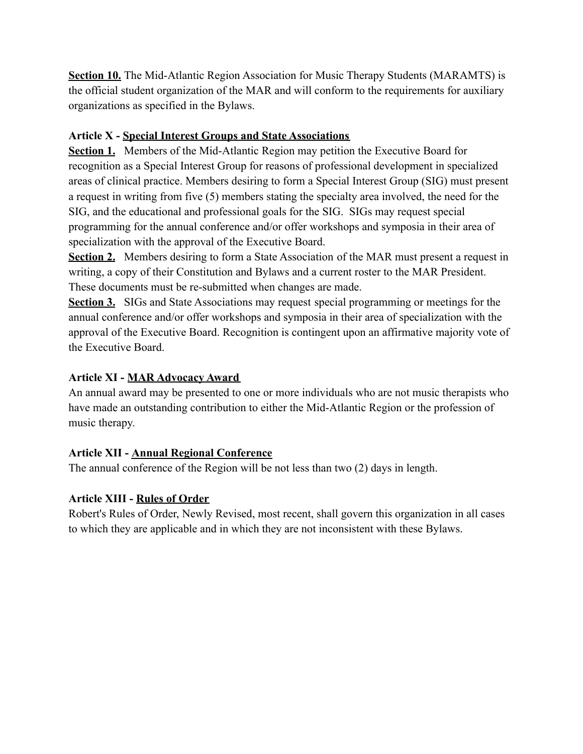**Section 10.** The Mid-Atlantic Region Association for Music Therapy Students (MARAMTS) is the official student organization of the MAR and will conform to the requirements for auxiliary organizations as specified in the Bylaws.

**Article X - Special Interest Groups and State Associations**

**Section 1.** Members of the Mid-Atlantic Region may petition the Executive Board for recognition as a Special Interest Group for reasons of professional development in specialized areas of clinical practice. Members desiring to form a Special Interest Group (SIG) must present a request in writing from five (5) members stating the specialty area involved, the need for the SIG, and the educational and professional goals for the SIG. SIGs may request special programming for the annual conference and/or offer workshops and symposia in their area of specialization with the approval of the Executive Board.

**Section 2.** Members desiring to form a State Association of the MAR must present a request in writing, a copy of their Constitution and Bylaws and a current roster to the MAR President. These documents must be re-submitted when changes are made.

**Section 3.** SIGs and State Associations may request special programming or meetings for the annual conference and/or offer workshops and symposia in their area of specialization with the approval of the Executive Board. Recognition is contingent upon an affirmative majority vote of the Executive Board.

**Article XI - MAR Advocacy Award**

An annual award may be presented to one or more individuals who are not music therapists who have made an outstanding contribution to either the Mid-Atlantic Region or the profession of music therapy.

**Article XII - Annual Regional Conference**

The annual conference of the Region will be not less than two (2) days in length.

**Article XIII - Rules of Order**

Robert's Rules of Order, Newly Revised, most recent, shall govern this organization in all cases to which they are applicable and in which they are not inconsistent with these Bylaws.